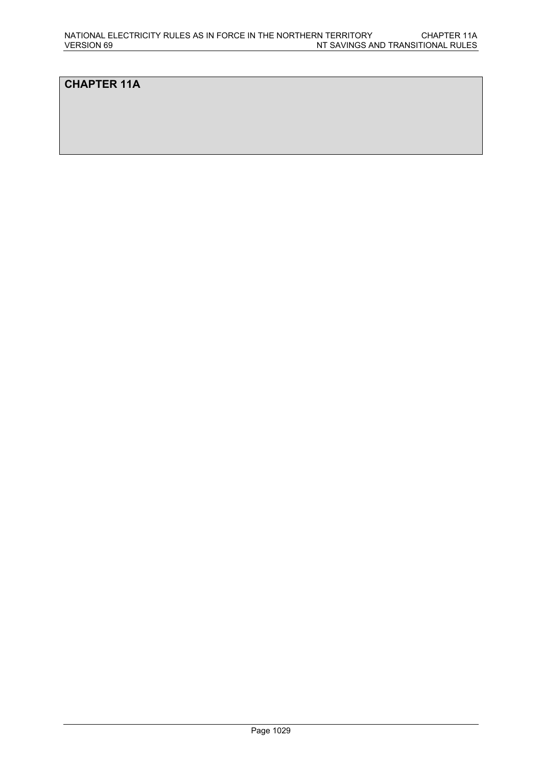# CHAPTER 11A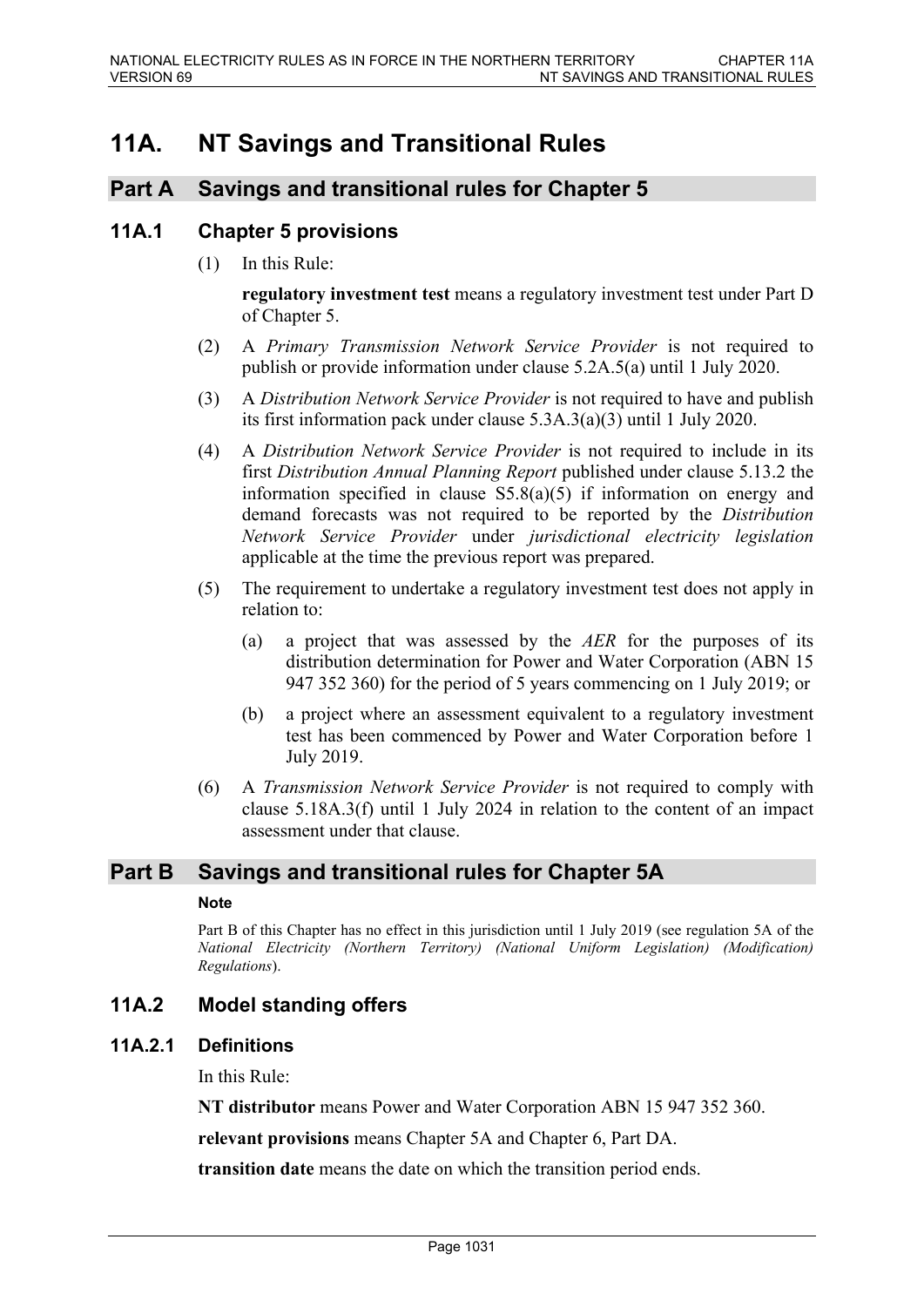# 11A. NT Savings and Transitional Rules

## Part A Savings and transitional rules for Chapter 5

### 11A.1 Chapter 5 provisions

(1) In this Rule:

**regulatory investment test** means a regulatory investment test under Part D of Chapter 5.

(2) A *Primary Transmission Network Service Provider* is not required to publish or provide information under clause 5.2A.5(a) until 1 July 2020.

(3) A *Distribution Network Service Provider* is not required to have and publish its first information pack under clause 5.3A.3(a)(3) until 1 July 2020.

(4) A *Distribution Network Service Provider* is not required to include in its first *Distribution Annual Planning Report* published under clause 5.13.2 the information specified in clause S5.8(a)(5) if information on energy and demand forecasts was not required to be reported by the *Distribution Network Service Provider* under *jurisdictional electricity legislation* applicable at the time the previous report was prepared.

(5) The requirement to undertake a regulatory investment test does not apply in relation to:

(a) a project that was assessed by the *AER* for the purposes of its distribution determination for Power and Water Corporation (ABN 15 947 352 360) for the period of 5 years commencing on 1 July 2019; or

(b) a project where an assessment equivalent to a regulatory investment test has been commenced by Power and Water Corporation before 1 July 2019.

(6) A *Transmission Network Service Provider* is not required to comply with clause 5.18A.3(f) until 1 July 2024 in relation to the content of an impact assessment under that clause.

## Part B Savings and transitional rules for Chapter 5A

**Note**

Part B of this Chapter has no effect in this jurisdiction until 1 July 2019 (see regulation 5A of the *National Electricity (Northern Territory) (National Uniform Legislation) (Modification) Regulations*).

### 11A.2 Model standing offers

#### 11A.2.1 Definitions

In this Rule:

**NT distributor** means Power and Water Corporation ABN 15 947 352 360.

**relevant provisions** means Chapter 5A and Chapter 6, Part DA.

**transition date** means the date on which the transition period ends.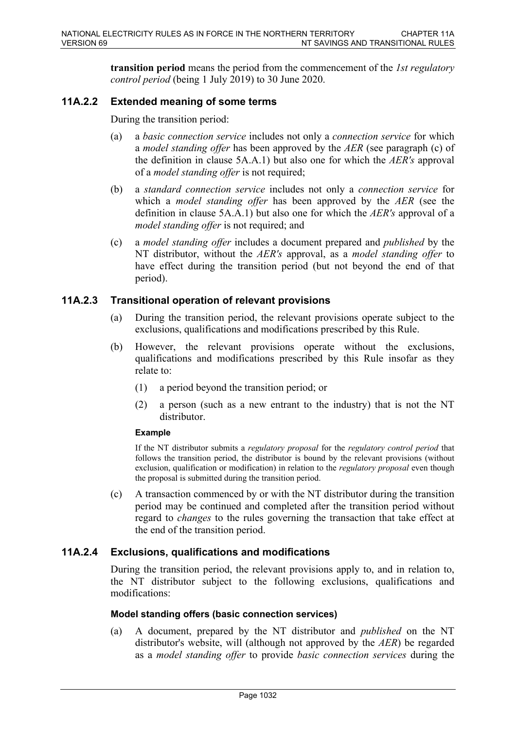**transition period** means the period from the commencement of the *1st regulatory control period* (being 1 July 2019) to 30 June 2020.

### 11A.2.2 Extended meaning of some terms

During the transition period:

(a) a *basic connection service* includes not only a *connection service* for which a *model standing offer* has been approved by the *AER* (see paragraph (c) of the definition in clause 5A.A.1) but also one for which the *AER's* approval of a *model standing offer* is not required;

(b) a *standard connection service* includes not only a *connection service* for which a *model standing offer* has been approved by the *AER* (see the definition in clause 5A.A.1) but also one for which the *AER's* approval of a *model standing offer* is not required; and

(c) a *model standing offer* includes a document prepared and *published* by the NT distributor, without the *AER's* approval, as a *model standing offer* to have effect during the transition period (but not beyond the end of that period).

### 11A.2.3 Transitional operation of relevant provisions

(a) During the transition period, the relevant provisions operate subject to the exclusions, qualifications and modifications prescribed by this Rule.

(b) However, the relevant provisions operate without the exclusions, qualifications and modifications prescribed by this Rule insofar as they relate to:

(1) a period beyond the transition period; or

(2) a person (such as a new entrant to the industry) that is not the NT distributor.

**Example**

If the NT distributor submits a *regulatory proposal* for the *regulatory control period* that follows the transition period, the distributor is bound by the relevant provisions (without exclusion, qualification or modification) in relation to the *regulatory proposal* even though the proposal is submitted during the transition period.

(c) A transaction commenced by or with the NT distributor during the transition period may be continued and completed after the transition period without regard to *changes* to the rules governing the transaction that take effect at the end of the transition period.

### 11A.2.4 Exclusions, qualifications and modifications

During the transition period, the relevant provisions apply to, and in relation to, the NT distributor subject to the following exclusions, qualifications and modifications:

**Model standing offers (basic connection services)**

(a) A document, prepared by the NT distributor and *published* on the NT distributor's website, will (although not approved by the *AER*) be regarded as a *model standing offer* to provide *basic connection services* during the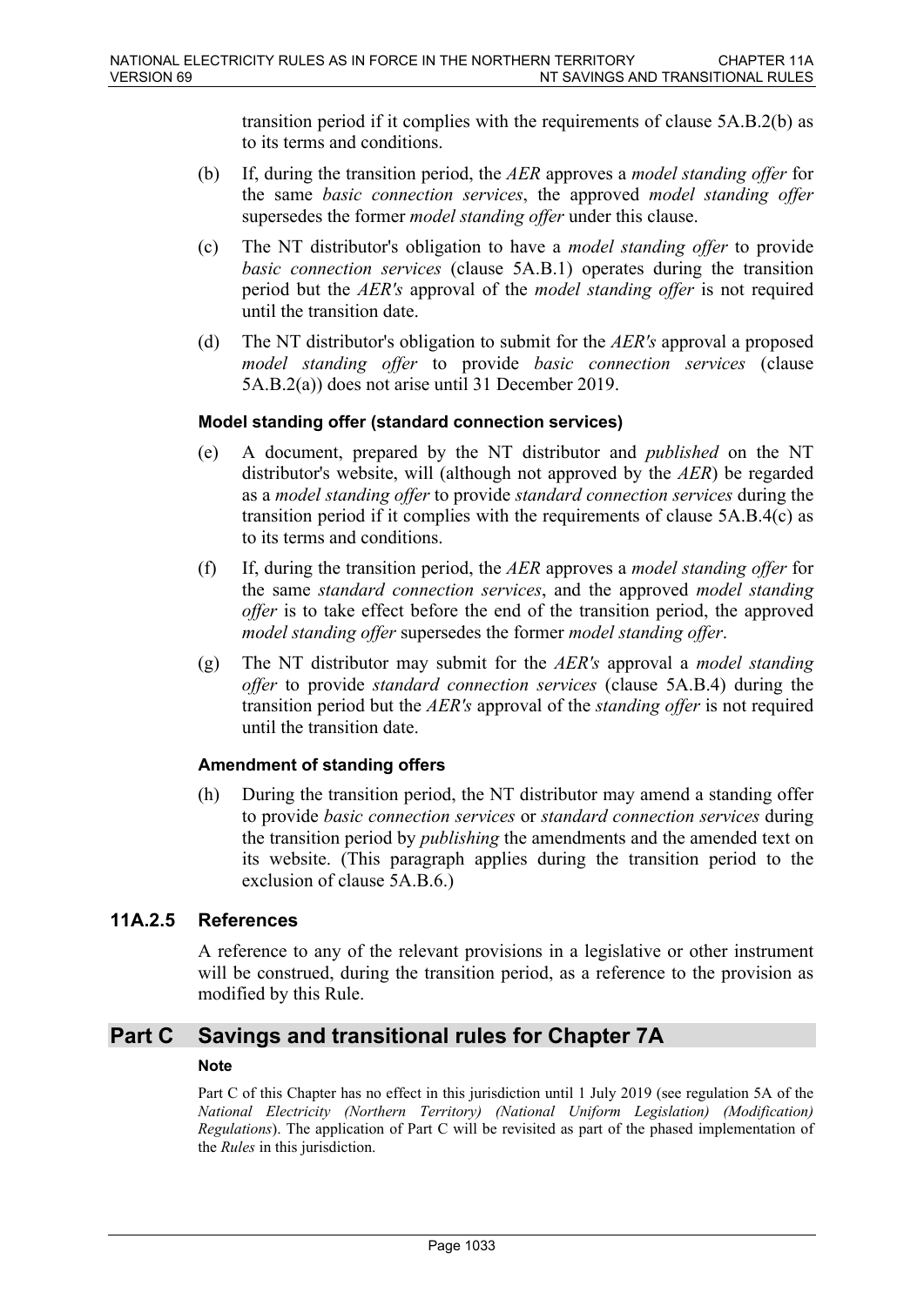transition period if it complies with the requirements of clause 5A.B.2(b) as to its terms and conditions.

(b) If, during the transition period, the *AER* approves a *model standing offer* for the same *basic connection services*, the approved *model standing offer* supersedes the former *model standing offer* under this clause.

(c) The NT distributor's obligation to have a *model standing offer* to provide *basic connection services* (clause 5A.B.1) operates during the transition period but the *AER's* approval of the *model standing offer* is not required until the transition date.

(d) The NT distributor's obligation to submit for the *AER's* approval a proposed *model standing offer* to provide *basic connection services* (clause 5A.B.2(a)) does not arise until 31 December 2019.

#### Model standing offer (standard connection services)

(e) A document, prepared by the NT distributor and *published* on the NT distributor's website, will (although not approved by the *AER*) be regarded as a *model standing offer* to provide *standard connection services* during the transition period if it complies with the requirements of clause 5A.B.4(c) as to its terms and conditions.

(f) If, during the transition period, the *AER* approves a *model standing offer* for the same *standard connection services*, and the approved *model standing offer* is to take effect before the end of the transition period, the approved *model standing offer* supersedes the former *model standing offer*.

(g) The NT distributor may submit for the *AER's* approval a *model standing offer* to provide *standard connection services* (clause 5A.B.4) during the transition period but the *AER's* approval of the *standing offer* is not required until the transition date.

#### Amendment of standing offers

(h) During the transition period, the NT distributor may amend a standing offer to provide *basic connection services* or *standard connection services* during the transition period by *publishing* the amendments and the amended text on its website. (This paragraph applies during the transition period to the exclusion of clause 5A.B.6.)

### 11A.2.5 References

A reference to any of the relevant provisions in a legislative or other instrument will be construed, during the transition period, as a reference to the provision as modified by this Rule.

## Part C Savings and transitional rules for Chapter 7A

**Note**

Part C of this Chapter has no effect in this jurisdiction until 1 July 2019 (see regulation 5A of the *National Electricity (Northern Territory) (National Uniform Legislation) (Modification) Regulations*). The application of Part C will be revisited as part of the phased implementation of the *Rules* in this jurisdiction.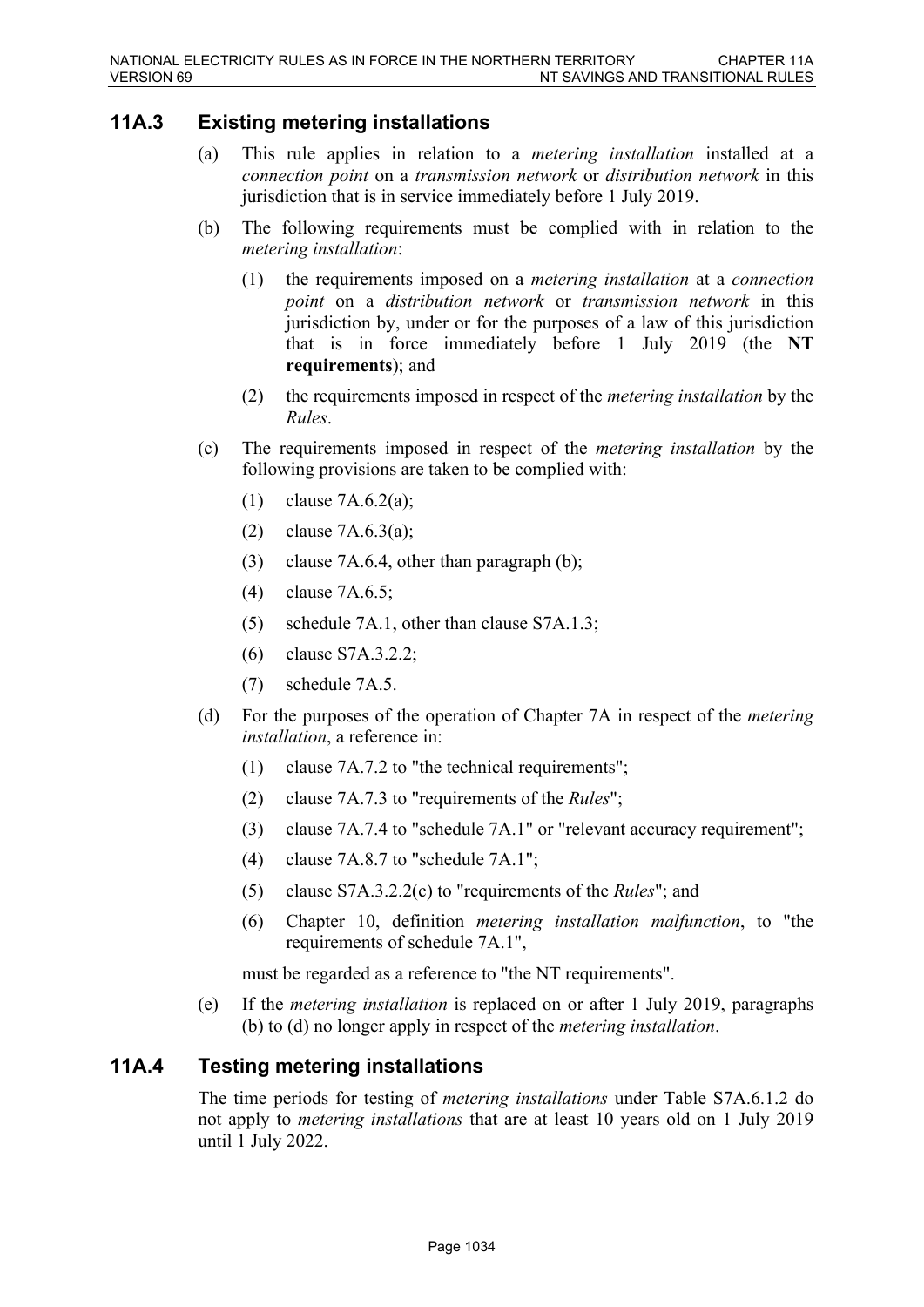## 11A.3 Existing metering installations

(a) This rule applies in relation to a *metering installation* installed at a *connection point* on a *transmission network* or *distribution network* in this jurisdiction that is in service immediately before 1 July 2019.

(b) The following requirements must be complied with in relation to the *metering installation*:

   (1) the requirements imposed on a *metering installation* at a *connection point* on a *distribution network* or *transmission network* in this jurisdiction by, under or for the purposes of a law of this jurisdiction that is in force immediately before 1 July 2019 (the **NT requirements**); and

   (2) the requirements imposed in respect of the *metering installation* by the *Rules*.

(c) The requirements imposed in respect of the *metering installation* by the following provisions are taken to be complied with:

   (1) clause 7A.6.2(a);

   (2) clause 7A.6.3(a);

   (3) clause 7A.6.4, other than paragraph (b);

   (4) clause 7A.6.5;

   (5) schedule 7A.1, other than clause S7A.1.3;

   (6) clause S7A.3.2.2;

   (7) schedule 7A.5.

(d) For the purposes of the operation of Chapter 7A in respect of the *metering installation*, a reference in:

   (1) clause 7A.7.2 to "the technical requirements";

   (2) clause 7A.7.3 to "requirements of the *Rules*";

   (3) clause 7A.7.4 to "schedule 7A.1" or "relevant accuracy requirement";

   (4) clause 7A.8.7 to "schedule 7A.1";

   (5) clause S7A.3.2.2(c) to "requirements of the *Rules*"; and

   (6) Chapter 10, definition *metering installation malfunction*, to "the requirements of schedule 7A.1",

   must be regarded as a reference to "the NT requirements".

(e) If the *metering installation* is replaced on or after 1 July 2019, paragraphs (b) to (d) no longer apply in respect of the *metering installation*.

## 11A.4 Testing metering installations

The time periods for testing of *metering installations* under Table S7A.6.1.2 do not apply to *metering installations* that are at least 10 years old on 1 July 2019 until 1 July 2022.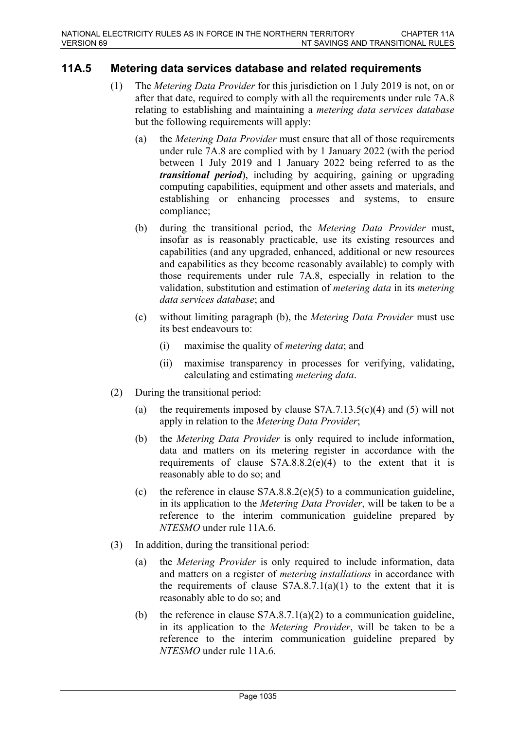## 11A.5 Metering data services database and related requirements

(1) The *Metering Data Provider* for this jurisdiction on 1 July 2019 is not, on or after that date, required to comply with all the requirements under rule 7A.8 relating to establishing and maintaining a *metering data services database* but the following requirements will apply:

  (a) the *Metering Data Provider* must ensure that all of those requirements under rule 7A.8 are complied with by 1 January 2022 (with the period between 1 July 2019 and 1 January 2022 being referred to as the ***transitional period***), including by acquiring, gaining or upgrading computing capabilities, equipment and other assets and materials, and establishing or enhancing processes and systems, to ensure compliance;

  (b) during the transitional period, the *Metering Data Provider* must, insofar as is reasonably practicable, use its existing resources and capabilities (and any upgraded, enhanced, additional or new resources and capabilities as they become reasonably available) to comply with those requirements under rule 7A.8, especially in relation to the validation, substitution and estimation of *metering data* in its *metering data services database*; and

  (c) without limiting paragraph (b), the *Metering Data Provider* must use its best endeavours to:

    (i) maximise the quality of *metering data*; and

    (ii) maximise transparency in processes for verifying, validating, calculating and estimating *metering data*.

(2) During the transitional period:

  (a) the requirements imposed by clause S7A.7.13.5(c)(4) and (5) will not apply in relation to the *Metering Data Provider*;

  (b) the *Metering Data Provider* is only required to include information, data and matters on its metering register in accordance with the requirements of clause S7A.8.8.2(e)(4) to the extent that it is reasonably able to do so; and

  (c) the reference in clause S7A.8.8.2(e)(5) to a communication guideline, in its application to the *Metering Data Provider*, will be taken to be a reference to the interim communication guideline prepared by *NTESMO* under rule 11A.6.

(3) In addition, during the transitional period:

  (a) the *Metering Provider* is only required to include information, data and matters on a register of *metering installations* in accordance with the requirements of clause S7A.8.7.1(a)(1) to the extent that it is reasonably able to do so; and

  (b) the reference in clause S7A.8.7.1(a)(2) to a communication guideline, in its application to the *Metering Provider*, will be taken to be a reference to the interim communication guideline prepared by *NTESMO* under rule 11A.6.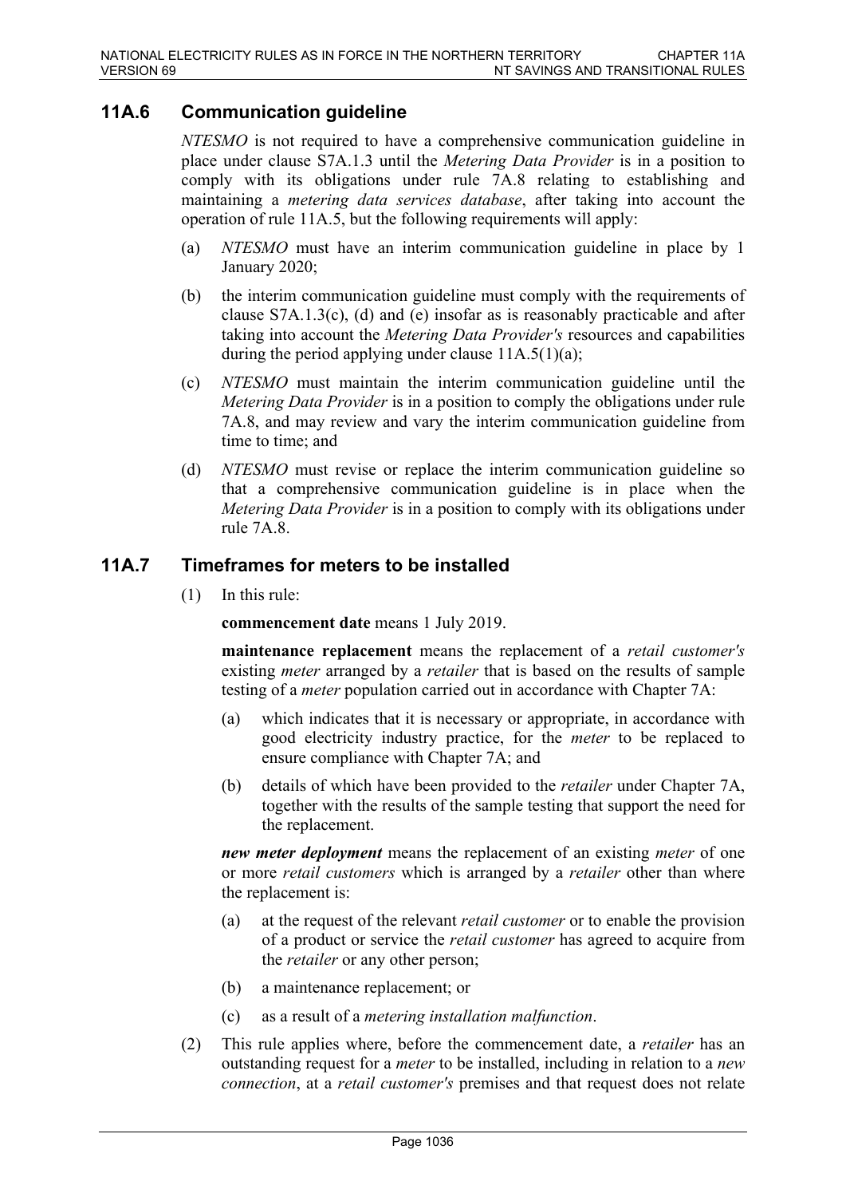## 11A.6 Communication guideline

*NTESMO* is not required to have a comprehensive communication guideline in place under clause S7A.1.3 until the *Metering Data Provider* is in a position to comply with its obligations under rule 7A.8 relating to establishing and maintaining a *metering data services database*, after taking into account the operation of rule 11A.5, but the following requirements will apply:

(a) *NTESMO* must have an interim communication guideline in place by 1 January 2020;

(b) the interim communication guideline must comply with the requirements of clause S7A.1.3(c), (d) and (e) insofar as is reasonably practicable and after taking into account the *Metering Data Provider's* resources and capabilities during the period applying under clause 11A.5(1)(a);

(c) *NTESMO* must maintain the interim communication guideline until the *Metering Data Provider* is in a position to comply the obligations under rule 7A.8, and may review and vary the interim communication guideline from time to time; and

(d) *NTESMO* must revise or replace the interim communication guideline so that a comprehensive communication guideline is in place when the *Metering Data Provider* is in a position to comply with its obligations under rule 7A.8.

## 11A.7 Timeframes for meters to be installed

(1) In this rule:

**commencement date** means 1 July 2019.

**maintenance replacement** means the replacement of a *retail customer's* existing *meter* arranged by a *retailer* that is based on the results of sample testing of a *meter* population carried out in accordance with Chapter 7A:

(a) which indicates that it is necessary or appropriate, in accordance with good electricity industry practice, for the *meter* to be replaced to ensure compliance with Chapter 7A; and

(b) details of which have been provided to the *retailer* under Chapter 7A, together with the results of the sample testing that support the need for the replacement.

***new meter deployment*** means the replacement of an existing *meter* of one or more *retail customers* which is arranged by a *retailer* other than where the replacement is:

(a) at the request of the relevant *retail customer* or to enable the provision of a product or service the *retail customer* has agreed to acquire from the *retailer* or any other person;

(b) a maintenance replacement; or

(c) as a result of a *metering installation malfunction*.

(2) This rule applies where, before the commencement date, a *retailer* has an outstanding request for a *meter* to be installed, including in relation to a *new connection*, at a *retail customer's* premises and that request does not relate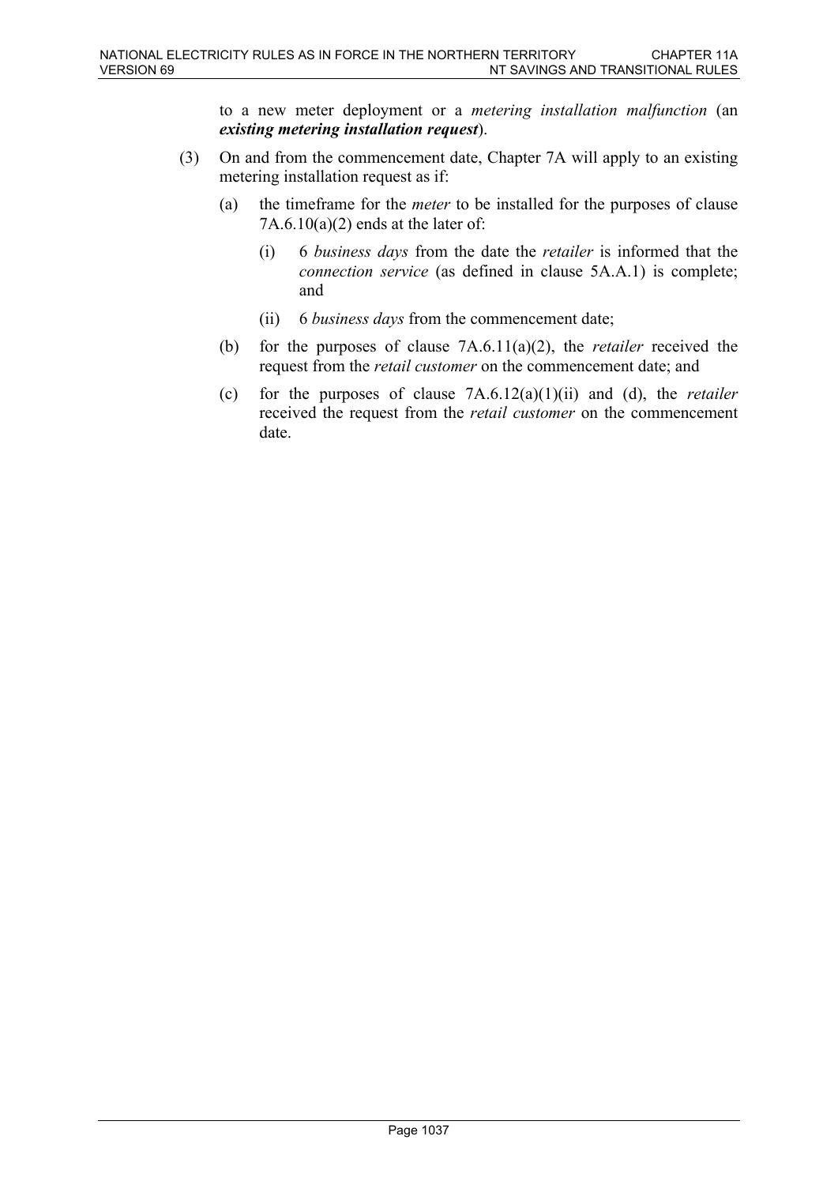to a new meter deployment or a *metering installation malfunction* (an ***existing metering installation request***).

(3) On and from the commencement date, Chapter 7A will apply to an existing metering installation request as if:

   (a) the timeframe for the *meter* to be installed for the purposes of clause 7A.6.10(a)(2) ends at the later of:

      (i) 6 *business days* from the date the *retailer* is informed that the *connection service* (as defined in clause 5A.A.1) is complete; and

      (ii) 6 *business days* from the commencement date;

   (b) for the purposes of clause 7A.6.11(a)(2), the *retailer* received the request from the *retail customer* on the commencement date; and

   (c) for the purposes of clause 7A.6.12(a)(1)(ii) and (d), the *retailer* received the request from the *retail customer* on the commencement date.